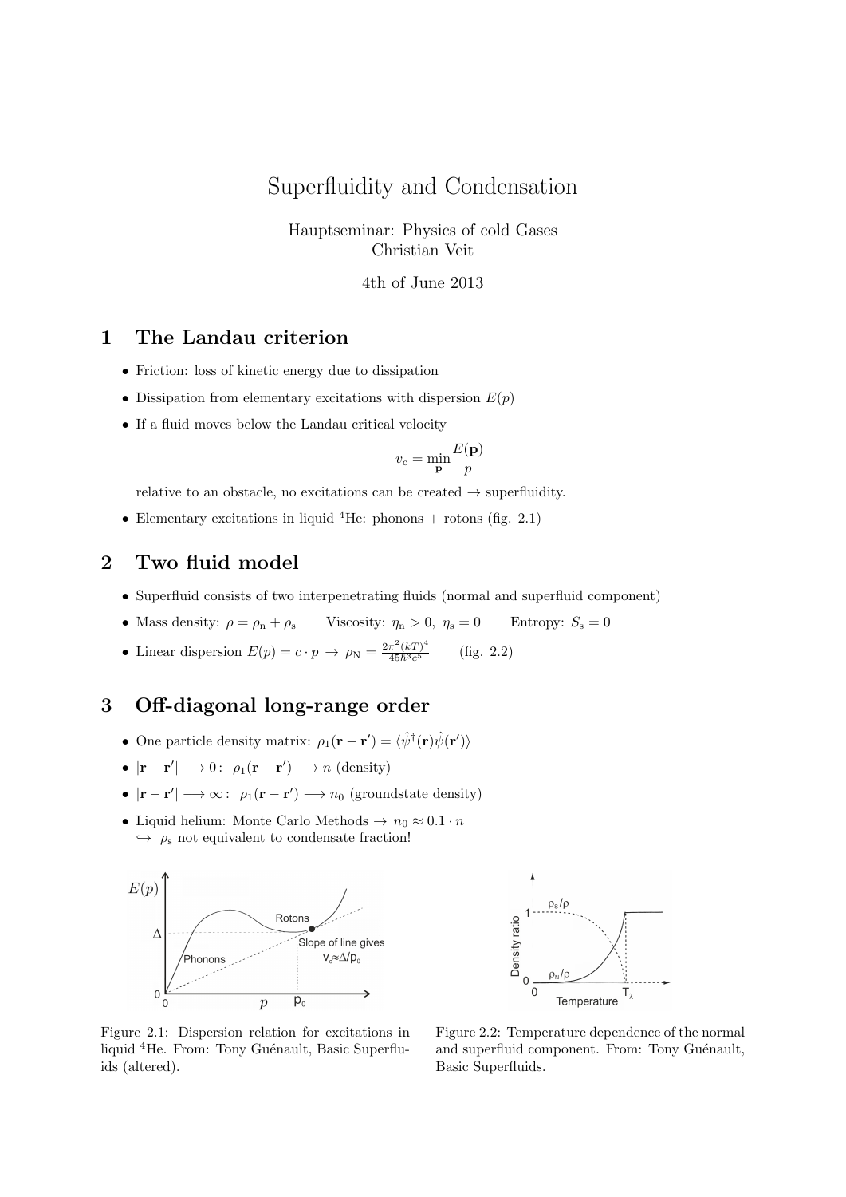# Superfluidity and Condensation

Hauptseminar: Physics of cold Gases
Christian Veit

4th of June 2013

## 1 The Landau criterion

- Friction: loss of kinetic energy due to dissipation
- Dissipation from elementary excitations with dispersion $E(p)$
- If a fluid moves below the Landau critical velocity

$$v_c = \min_{\mathbf{p}} \frac{E(\mathbf{p})}{p}$$

  relative to an obstacle, no excitations can be created → superfluidity.

- Elementary excitations in liquid $^4$He: phonons + rotons (fig. 2.1)

## 2 Two fluid model

- Superfluid consists of two interpenetrating fluids (normal and superfluid component)
- Mass density: $\rho = \rho_n + \rho_s$ Viscosity: $\eta_n > 0,\ \eta_s = 0$ Entropy: $S_s = 0$
- Linear dispersion $E(p) = c \cdot p \rightarrow \rho_N = \frac{2\pi^2 (kT)^4}{45\hbar^3 c^5}$ (fig. 2.2)

## 3 Off-diagonal long-range order

- One particle density matrix: $\rho_1(\mathbf{r} - \mathbf{r}') = \langle \hat{\psi}^\dagger(\mathbf{r}) \hat{\psi}(\mathbf{r}') \rangle$
- $|\mathbf{r} - \mathbf{r}'| \longrightarrow 0:\ \rho_1(\mathbf{r} - \mathbf{r}') \longrightarrow n$ (density)
- $|\mathbf{r} - \mathbf{r}'| \longrightarrow \infty:\ \rho_1(\mathbf{r} - \mathbf{r}') \longrightarrow n_0$ (groundstate density)
- Liquid helium: Monte Carlo Methods → $n_0 \approx 0.1 \cdot n$
  ↪ $\rho_s$ not equivalent to condensate fraction!

Figure 2.1: Dispersion relation for excitations in liquid $^4$He. From: Tony Guénault, Basic Superfluids (altered).

Figure 2.2: Temperature dependence of the normal and superfluid component. From: Tony Guénault, Basic Superfluids.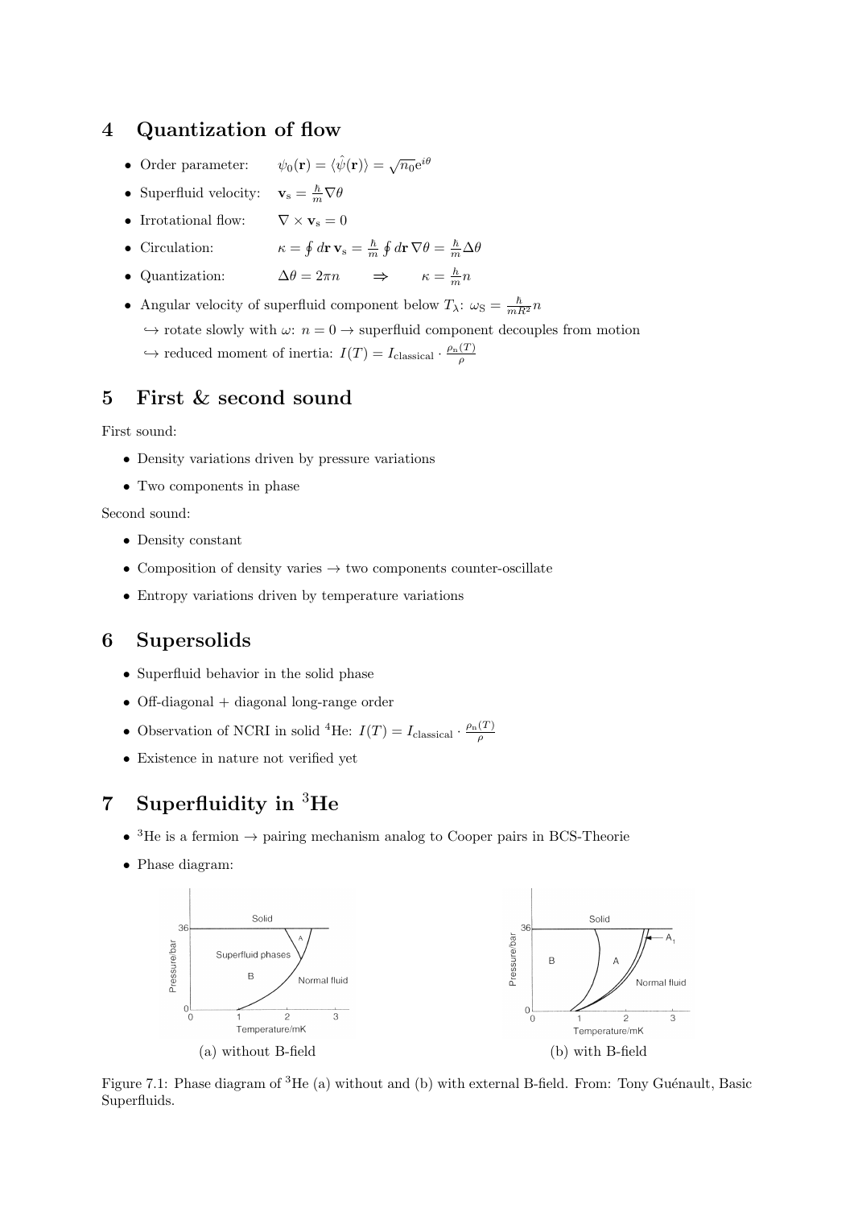## 4 Quantization of flow

- Order parameter: $\psi_0(\mathbf{r}) = \langle\hat{\psi}(\mathbf{r})\rangle = \sqrt{n_0}\mathrm{e}^{i\theta}$
- Superfluid velocity: $\mathbf{v}_\mathrm{s} = \frac{\hbar}{m}\nabla\theta$
- Irrotational flow: $\nabla \times \mathbf{v}_\mathrm{s} = 0$
- Circulation: $\kappa = \oint d\mathbf{r}\,\mathbf{v}_\mathrm{s} = \frac{\hbar}{m}\oint d\mathbf{r}\,\nabla\theta = \frac{\hbar}{m}\Delta\theta$
- Quantization: $\Delta\theta = 2\pi n \quad \Rightarrow \quad \kappa = \frac{h}{m}n$
- Angular velocity of superfluid component below $T_\lambda$: $\omega_\mathrm{S} = \frac{\hbar}{mR^2}n$
  ↪ rotate slowly with $\omega$: $n = 0 \rightarrow$ superfluid component decouples from motion
  ↪ reduced moment of inertia: $I(T) = I_\mathrm{classical} \cdot \frac{\rho_\mathrm{n}(T)}{\rho}$

## 5 First & second sound

First sound:

- Density variations driven by pressure variations
- Two components in phase

Second sound:

- Density constant
- Composition of density varies → two components counter-oscillate
- Entropy variations driven by temperature variations

## 6 Supersolids

- Superfluid behavior in the solid phase
- Off-diagonal + diagonal long-range order
- Observation of NCRI in solid $^4$He: $I(T) = I_\mathrm{classical} \cdot \frac{\rho_\mathrm{n}(T)}{\rho}$
- Existence in nature not verified yet

## 7 Superfluidity in $^3$He

- $^3$He is a fermion → pairing mechanism analog to Cooper pairs in BCS-Theorie
- Phase diagram:

Solid
36
Pressure/bar
Superfluid phases
A
B
Normal fluid
0
0 1 2 3
Temperature/mK

(a) without B-field

Solid
36
Pressure/bar
A₁
B
A
Normal fluid
0
0 1 2 3
Temperature/mK

(b) with B-field

Figure 7.1: Phase diagram of $^3$He (a) without and (b) with external B-field. From: Tony Guénault, Basic Superfluids.